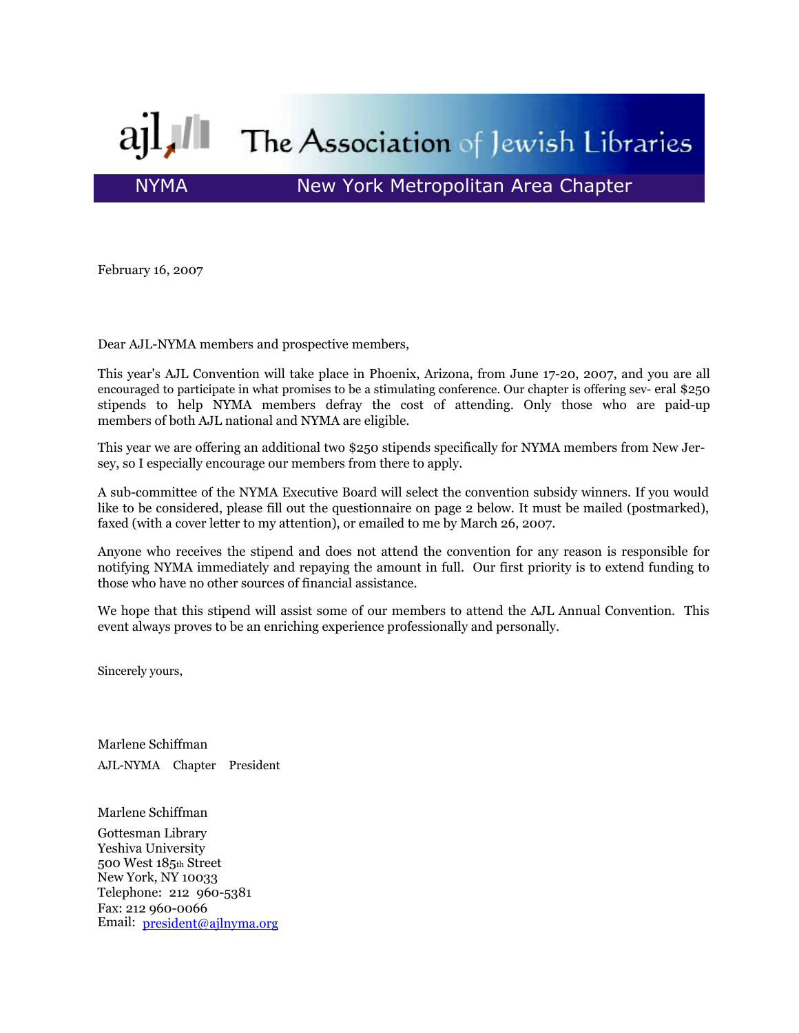# The Association of Jewish Libraries

## NYMA — New York Metropolitan Area Chapter

February 16, 2007

Dear AJL-NYMA members and prospective members,

This year's AJL Convention will take place in Phoenix, Arizona, from June 17-20, 2007, and you are all encouraged to participate in what promises to be a stimulating conference. Our chapter is offering several $250 stipends to help NYMA members defray the cost of attending. Only those who are paid-up members of both AJL national and NYMA are eligible.

This year we are offering an additional two $250 stipends specifically for NYMA members from New Jersey, so I especially encourage our members from there to apply.

A sub-committee of the NYMA Executive Board will select the convention subsidy winners. If you would like to be considered, please fill out the questionnaire on page 2 below. It must be mailed (postmarked), faxed (with a cover letter to my attention), or emailed to me by March 26, 2007.

Anyone who receives the stipend and does not attend the convention for any reason is responsible for notifying NYMA immediately and repaying the amount in full. Our first priority is to extend funding to those who have no other sources of financial assistance.

We hope that this stipend will assist some of our members to attend the AJL Annual Convention. This event always proves to be an enriching experience professionally and personally.

Sincerely yours,

Marlene Schiffman
AJL-NYMA Chapter President

Marlene Schiffman
Gottesman Library
Yeshiva University
500 West 185th Street
New York, NY 10033
Telephone: 212 960-5381
Fax: 212 960-0066
Email: president@ajlnyma.org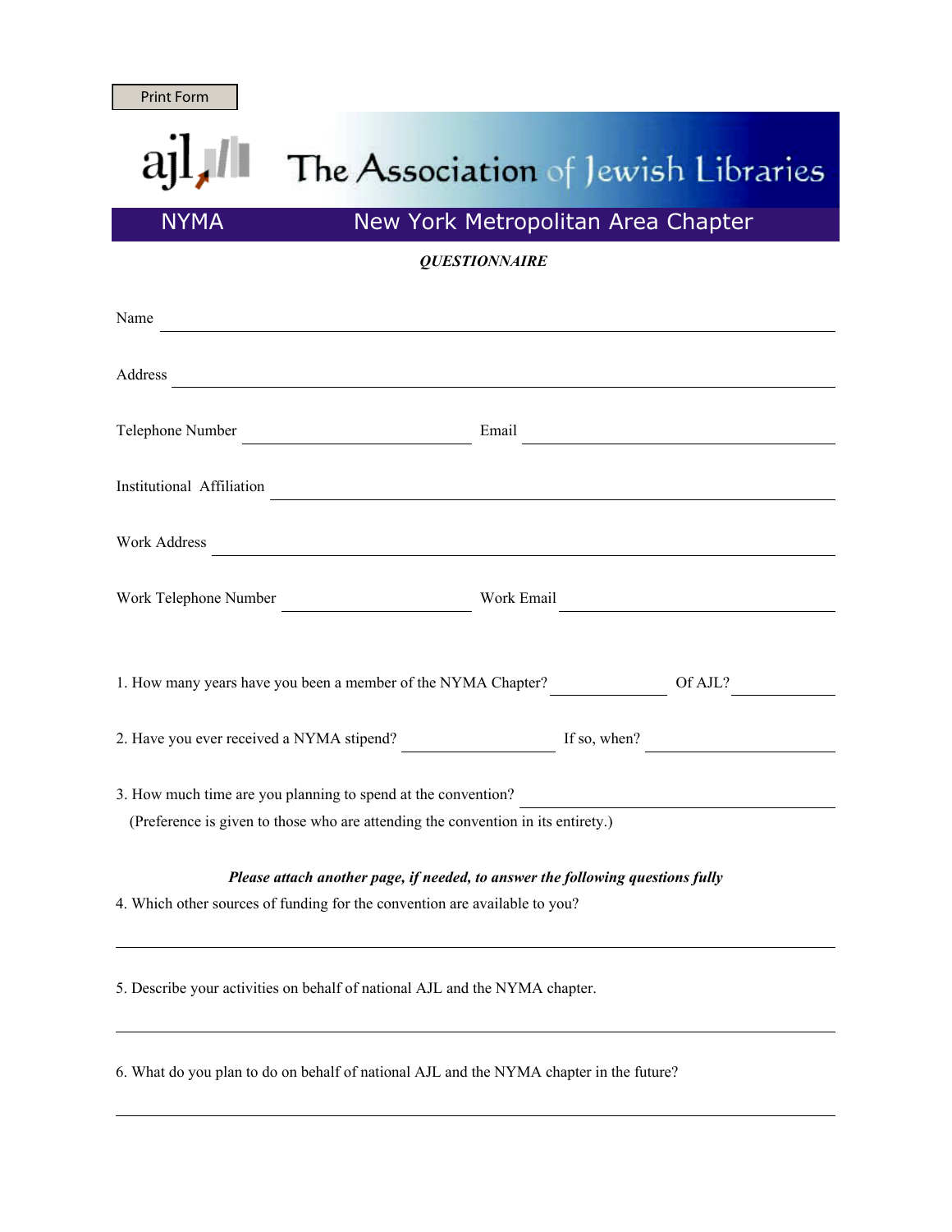Print Form

# The Association of Jewish Libraries

## NYMA New York Metropolitan Area Chapter

***QUESTIONNAIRE***

Name ______________________________

Address ______________________________

Telephone Number ______________ Email ______________

Institutional Affiliation ______________________________

Work Address ______________________________

Work Telephone Number ______________ Work Email ______________

1. How many years have you been a member of the NYMA Chapter? __________ Of AJL? __________

2. Have you ever received a NYMA stipend? __________ If so, when? __________

3. How much time are you planning to spend at the convention? ______________
   (Preference is given to those who are attending the convention in its entirety.)

***Please attach another page, if needed, to answer the following questions fully***

4. Which other sources of funding for the convention are available to you?

______________________________

5. Describe your activities on behalf of national AJL and the NYMA chapter.

______________________________

6. What do you plan to do on behalf of national AJL and the NYMA chapter in the future?

______________________________